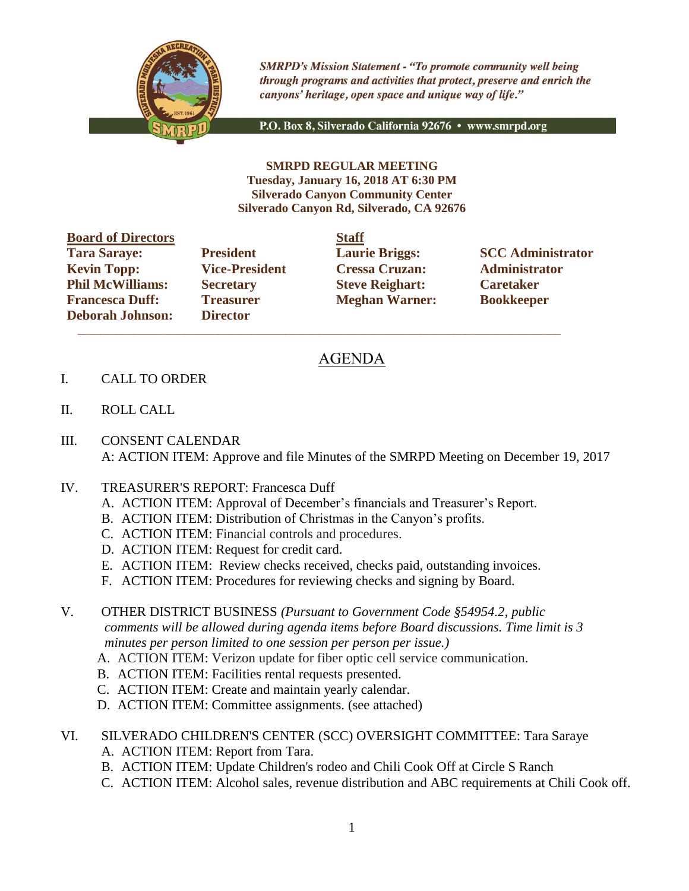*SMRPD's Mission Statement - "To promote community well being through programs and activities that protect, preserve and enrich the canyons' heritage, open space and unique way of life."*

P.O. Box 8, Silverado California 92676 • www.smrpd.org

**SMRPD REGULAR MEETING**
**Tuesday, January 16, 2018 AT 6:30 PM**
**Silverado Canyon Community Center**
**Silverado Canyon Rd, Silverado, CA 92676**

| **Board of Directors** | | **Staff** | |
|---|---|---|---|
| **Tara Saraye:** | **President** | **Laurie Briggs:** | **SCC Administrator** |
| **Kevin Topp:** | **Vice-President** | **Cressa Cruzan:** | **Administrator** |
| **Phil McWilliams:** | **Secretary** | **Steve Reighart:** | **Caretaker** |
| **Francesca Duff:** | **Treasurer** | **Meghan Warner:** | **Bookkeeper** |
| **Deborah Johnson:** | **Director** | | |

# AGENDA

I. CALL TO ORDER

II. ROLL CALL

III. CONSENT CALENDAR
A: ACTION ITEM: Approve and file Minutes of the SMRPD Meeting on December 19, 2017

IV. TREASURER'S REPORT: Francesca Duff
A. ACTION ITEM: Approval of December's financials and Treasurer's Report.
B. ACTION ITEM: Distribution of Christmas in the Canyon's profits.
C. ACTION ITEM: Financial controls and procedures.
D. ACTION ITEM: Request for credit card.
E. ACTION ITEM: Review checks received, checks paid, outstanding invoices.
F. ACTION ITEM: Procedures for reviewing checks and signing by Board.

V. OTHER DISTRICT BUSINESS *(Pursuant to Government Code §54954.2, public comments will be allowed during agenda items before Board discussions. Time limit is 3 minutes per person limited to one session per person per issue.)*
A. ACTION ITEM: Verizon update for fiber optic cell service communication.
B. ACTION ITEM: Facilities rental requests presented.
C. ACTION ITEM: Create and maintain yearly calendar.
D. ACTION ITEM: Committee assignments. (see attached)

VI. SILVERADO CHILDREN'S CENTER (SCC) OVERSIGHT COMMITTEE: Tara Saraye
A. ACTION ITEM: Report from Tara.
B. ACTION ITEM: Update Children's rodeo and Chili Cook Off at Circle S Ranch
C. ACTION ITEM: Alcohol sales, revenue distribution and ABC requirements at Chili Cook off.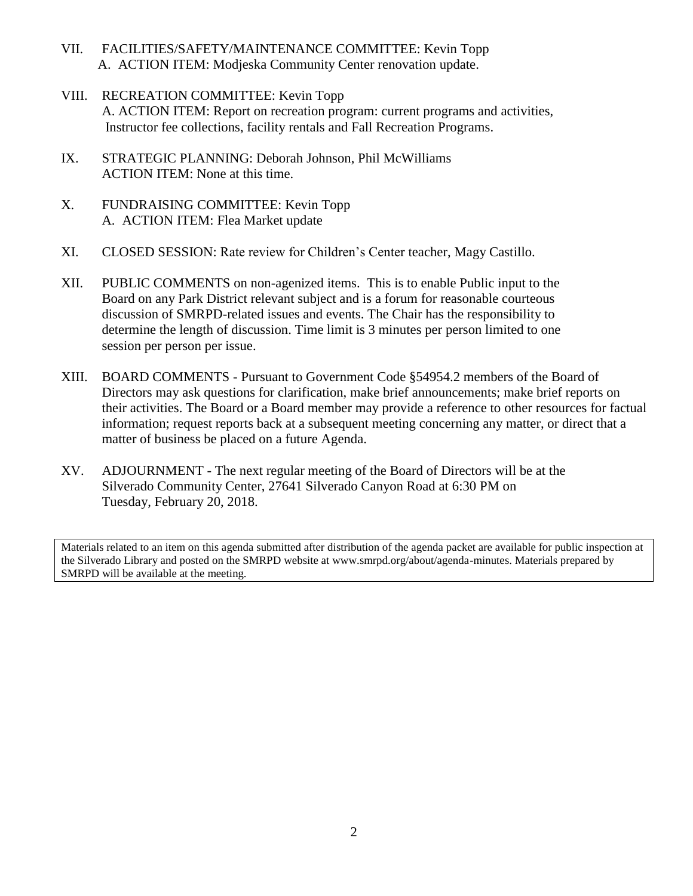VII. FACILITIES/SAFETY/MAINTENANCE COMMITTEE: Kevin Topp
   A. ACTION ITEM: Modjeska Community Center renovation update.

VIII. RECREATION COMMITTEE: Kevin Topp
   A. ACTION ITEM: Report on recreation program: current programs and activities, Instructor fee collections, facility rentals and Fall Recreation Programs.

IX. STRATEGIC PLANNING: Deborah Johnson, Phil McWilliams
   ACTION ITEM: None at this time.

X. FUNDRAISING COMMITTEE: Kevin Topp
   A. ACTION ITEM: Flea Market update

XI. CLOSED SESSION: Rate review for Children's Center teacher, Magy Castillo.

XII. PUBLIC COMMENTS on non-agenized items. This is to enable Public input to the Board on any Park District relevant subject and is a forum for reasonable courteous discussion of SMRPD-related issues and events. The Chair has the responsibility to determine the length of discussion. Time limit is 3 minutes per person limited to one session per person per issue.

XIII. BOARD COMMENTS - Pursuant to Government Code §54954.2 members of the Board of Directors may ask questions for clarification, make brief announcements; make brief reports on their activities. The Board or a Board member may provide a reference to other resources for factual information; request reports back at a subsequent meeting concerning any matter, or direct that a matter of business be placed on a future Agenda.

XV. ADJOURNMENT - The next regular meeting of the Board of Directors will be at the Silverado Community Center, 27641 Silverado Canyon Road at 6:30 PM on Tuesday, February 20, 2018.

Materials related to an item on this agenda submitted after distribution of the agenda packet are available for public inspection at the Silverado Library and posted on the SMRPD website at www.smrpd.org/about/agenda-minutes. Materials prepared by SMRPD will be available at the meeting.